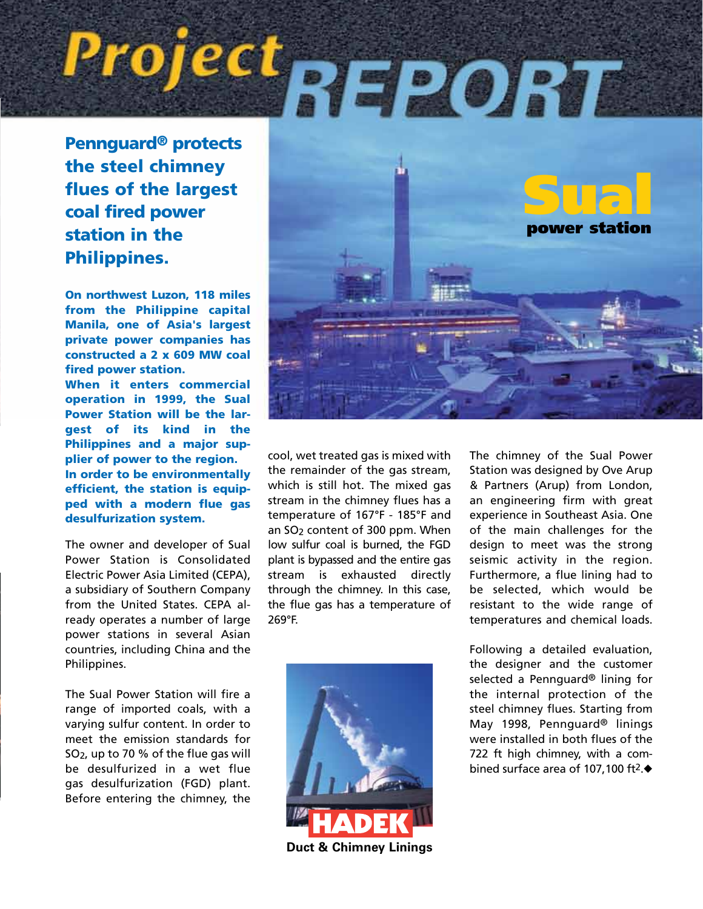# Project REPORT

## Sual power station

**Pennguard® protects the steel chimney flues of the largest coal fired power station in the Philippines.**

**On northwest Luzon, 118 miles from the Philippine capital Manila, one of Asia's largest private power companies has constructed a 2 x 609 MW coal fired power station.**
**When it enters commercial operation in 1999, the Sual Power Station will be the largest of its kind in the Philippines and a major supplier of power to the region.**
**In order to be environmentally efficient, the station is equipped with a modern flue gas desulfurization system.**

The owner and developer of Sual Power Station is Consolidated Electric Power Asia Limited (CEPA), a subsidiary of Southern Company from the United States. CEPA already operates a number of large power stations in several Asian countries, including China and the Philippines.

The Sual Power Station will fire a range of imported coals, with a varying sulfur content. In order to meet the emission standards for $SO_2$, up to 70 % of the flue gas will be desulfurized in a wet flue gas desulfurization (FGD) plant. Before entering the chimney, the cool, wet treated gas is mixed with the remainder of the gas stream, which is still hot. The mixed gas stream in the chimney flues has a temperature of 167°F - 185°F and an $SO_2$ content of 300 ppm. When low sulfur coal is burned, the FGD plant is bypassed and the entire gas stream is exhausted directly through the chimney. In this case, the flue gas has a temperature of 269°F.

The chimney of the Sual Power Station was designed by Ove Arup & Partners (Arup) from London, an engineering firm with great experience in Southeast Asia. One of the main challenges for the design to meet was the strong seismic activity in the region. Furthermore, a flue lining had to be selected, which would be resistant to the wide range of temperatures and chemical loads.

Following a detailed evaluation, the designer and the customer selected a Pennguard® lining for the internal protection of the steel chimney flues. Starting from May 1998, Pennguard® linings were installed in both flues of the 722 ft high chimney, with a combined surface area of 107,100 ft².◆

**HADEK**
**Duct & Chimney Linings**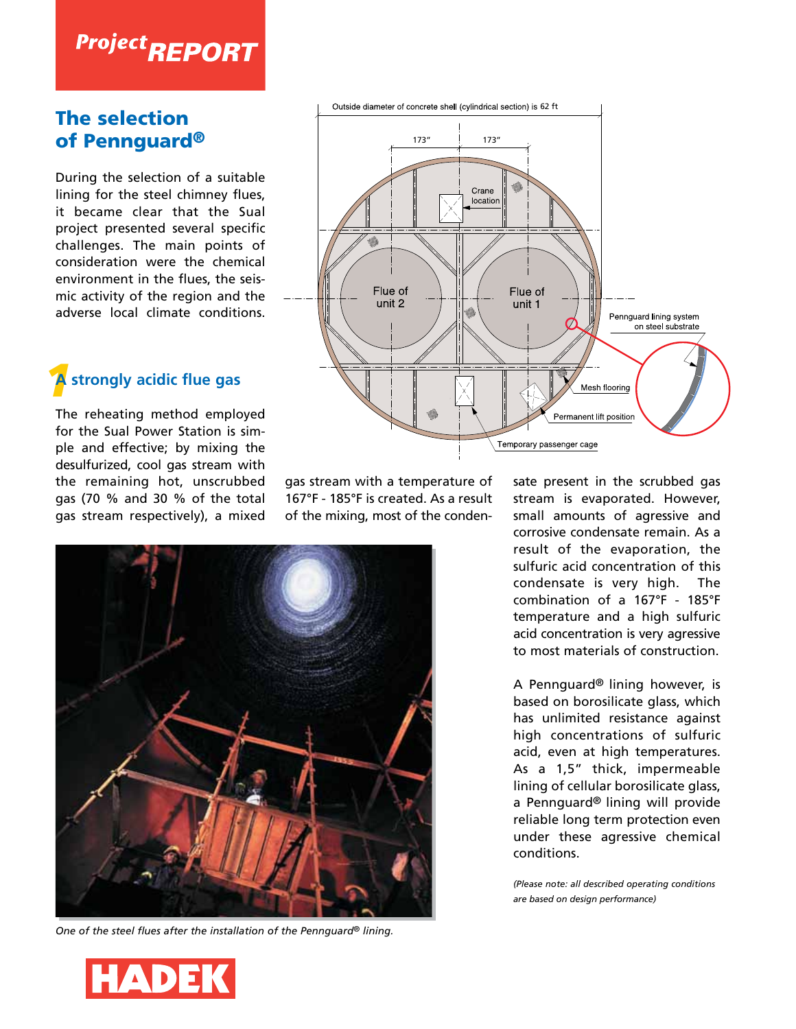# Project REPORT

## The selection of Pennguard®

During the selection of a suitable lining for the steel chimney flues, it became clear that the Sual project presented several specific challenges. The main points of consideration were the chemical environment in the flues, the seismic activity of the region and the adverse local climate conditions.

### 1 A strongly acidic flue gas

The reheating method employed for the Sual Power Station is simple and effective; by mixing the desulfurized, cool gas stream with the remaining hot, unscrubbed gas (70 % and 30 % of the total gas stream respectively), a mixed gas stream with a temperature of 167°F - 185°F is created. As a result of the mixing, most of the condensate present in the scrubbed gas stream is evaporated. However, small amounts of agressive and corrosive condensate remain. As a result of the evaporation, the sulfuric acid concentration of this condensate is very high. The combination of a 167°F - 185°F temperature and a high sulfuric acid concentration is very agressive to most materials of construction.

A Pennguard® lining however, is based on borosilicate glass, which has unlimited resistance against high concentrations of sulfuric acid, even at high temperatures. As a 1,5" thick, impermeable lining of cellular borosilicate glass, a Pennguard® lining will provide reliable long term protection even under these agressive chemical conditions.

*(Please note: all described operating conditions are based on design performance)*

One of the steel flues after the installation of the Pennguard® lining.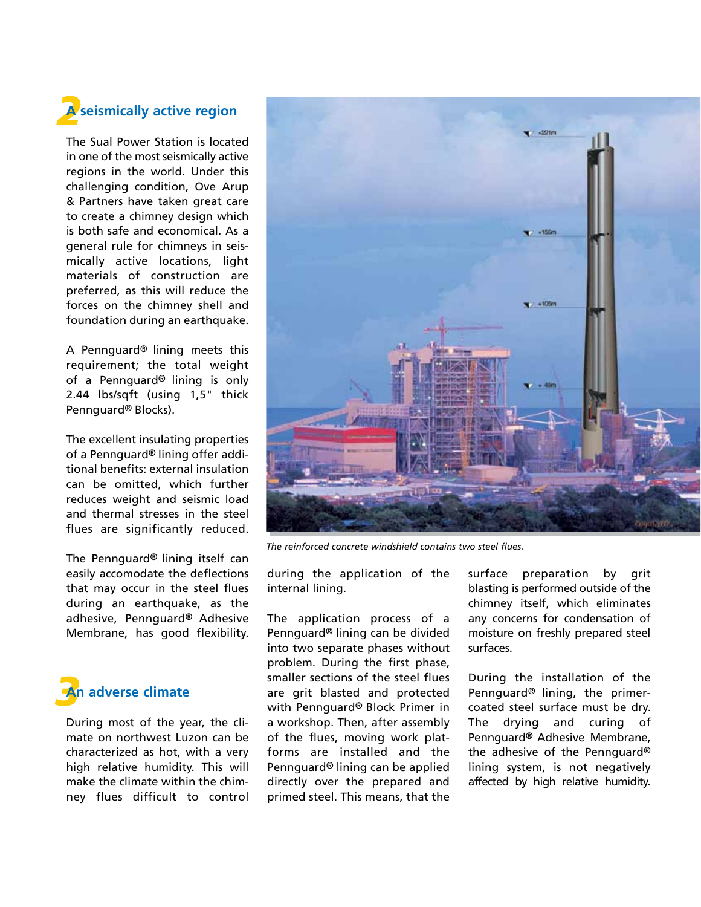## 2 A seismically active region

The Sual Power Station is located in one of the most seismically active regions in the world. Under this challenging condition, Ove Arup & Partners have taken great care to create a chimney design which is both safe and economical. As a general rule for chimneys in seismically active locations, light materials of construction are preferred, as this will reduce the forces on the chimney shell and foundation during an earthquake.

A Pennguard® lining meets this requirement; the total weight of a Pennguard® lining is only 2.44 lbs/sqft (using 1,5" thick Pennguard® Blocks).

The excellent insulating properties of a Pennguard® lining offer additional benefits: external insulation can be omitted, which further reduces weight and seismic load and thermal stresses in the steel flues are significantly reduced.

The Pennguard® lining itself can easily accomodate the deflections that may occur in the steel flues during an earthquake, as the adhesive, Pennguard® Adhesive Membrane, has good flexibility.

*The reinforced concrete windshield contains two steel flues.*

## 3 An adverse climate

During most of the year, the climate on northwest Luzon can be characterized as hot, with a very high relative humidity. This will make the climate within the chimney flues difficult to control during the application of the internal lining.

The application process of a Pennguard® lining can be divided into two separate phases without problem. During the first phase, smaller sections of the steel flues are grit blasted and protected with Pennguard® Block Primer in a workshop. Then, after assembly of the flues, moving work platforms are installed and the Pennguard® lining can be applied directly over the prepared and primed steel. This means, that the surface preparation by grit blasting is performed outside of the chimney itself, which eliminates any concerns for condensation of moisture on freshly prepared steel surfaces.

During the installation of the Pennguard® lining, the primer-coated steel surface must be dry. The drying and curing of Pennguard® Adhesive Membrane, the adhesive of the Pennguard® lining system, is not negatively affected by high relative humidity.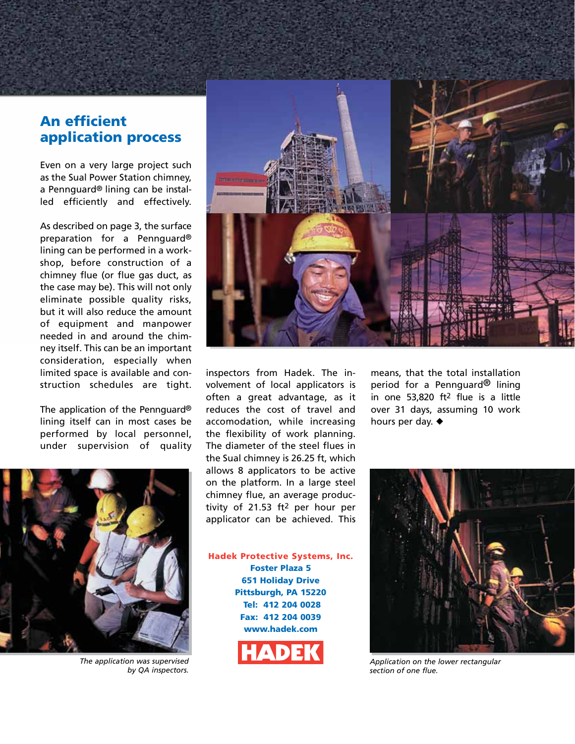## An efficient application process

Even on a very large project such as the Sual Power Station chimney, a Pennguard® lining can be installed efficiently and effectively.

As described on page 3, the surface preparation for a Pennguard® lining can be performed in a workshop, before construction of a chimney flue (or flue gas duct, as the case may be). This will not only eliminate possible quality risks, but it will also reduce the amount of equipment and manpower needed in and around the chimney itself. This can be an important consideration, especially when limited space is available and construction schedules are tight.

The application of the Pennguard® lining itself can in most cases be performed by local personnel, under supervision of quality inspectors from Hadek. The involvement of local applicators is often a great advantage, as it reduces the cost of travel and accomodation, while increasing the flexibility of work planning. The diameter of the steel flues in the Sual chimney is 26.25 ft, which allows 8 applicators to be active on the platform. In a large steel chimney flue, an average productivity of 21.53 $ft^2$ per hour per applicator can be achieved. This means, that the total installation period for a Pennguard® lining in one 53,820 $ft^2$ flue is a little over 31 days, assuming 10 work hours per day. ◆

*The application was supervised by QA inspectors.*

*Application on the lower rectangular section of one flue.*

**Hadek Protective Systems, Inc.**
**Foster Plaza 5**
**651 Holiday Drive**
**Pittsburgh, PA 15220**
**Tel: 412 204 0028**
**Fax: 412 204 0039**
**www.hadek.com**

HADEK